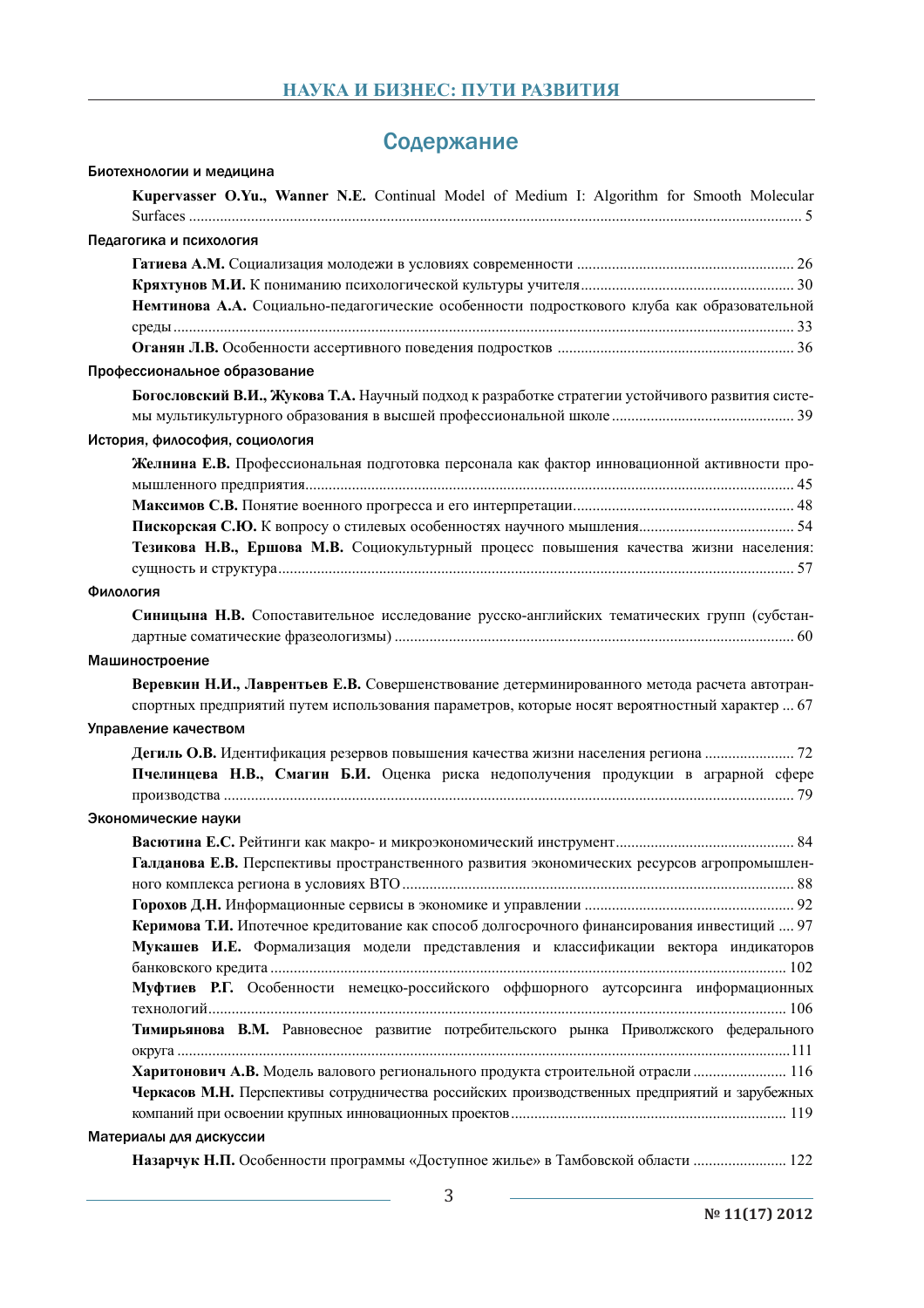# Содержание

## Биотехнологии и медицина

**Kupervasser O.Yu., Wanner N.E.** Continual Model of Medium I: Algorithm for Smooth Molecular Surfaces ........ 5

## Педагогика и психология

**Гатиева А.М.** Социализация молодежи в условиях современности ........ 26

**Кряхтунов М.И.** К пониманию психологической культуры учителя ........ 30

**Немтинова А.А.** Социально-педагогические особенности подросткового клуба как образовательной среды ........ 33

**Оганян Л.В.** Особенности ассертивного поведения подростков ........ 36

## Профессиональное образование

**Богословский В.И., Жукова Т.А.** Научный подход к разработке стратегии устойчивого развития системы мультикультурного образования в высшей профессиональной школе ........ 39

## История, философия, социология

**Желнина Е.В.** Профессиональная подготовка персонала как фактор инновационной активности промышленного предприятия ........ 45

**Максимов С.В.** Понятие военного прогресса и его интерпретации ........ 48

**Пискорская С.Ю.** К вопросу о стилевых особенностях научного мышления ........ 54

**Тезикова Н.В., Ершова М.В.** Социокультурный процесс повышения качества жизни населения: сущность и структура ........ 57

## Филология

**Синицына Н.В.** Сопоставительное исследование русско-английских тематических групп (субстандартные соматические фразеологизмы) ........ 60

## Машиностроение

**Веревкин Н.И., Лаврентьев Е.В.** Совершенствование детерминированного метода расчета автотранспортных предприятий путем использования параметров, которые носят вероятностный характер ... 67

## Управление качеством

**Дегиль О.В.** Идентификация резервов повышения качества жизни населения региона ........ 72

**Пчелинцева Н.В., Смагин Б.И.** Оценка риска недополучения продукции в аграрной сфере производства ........ 79

## Экономические науки

**Васютина Е.С.** Рейтинги как макро- и микроэкономический инструмент ........ 84

**Галданова Е.В.** Перспективы пространственного развития экономических ресурсов агропромышленного комплекса региона в условиях ВТО ........ 88

**Горохов Д.Н.** Информационные сервисы в экономике и управлении ........ 92

**Керимова Т.И.** Ипотечное кредитование как способ долгосрочного финансирования инвестиций .... 97

**Мукашев И.Е.** Формализация модели представления и классификации вектора индикаторов банковского кредита ........ 102

**Муфтиев Р.Г.** Особенности немецко-российского оффшорного аутсорсинга информационных технологий ........ 106

**Тимирьянова В.М.** Равновесное развитие потребительского рынка Приволжского федерального округа ........ 111

**Харитонович А.В.** Модель валового регионального продукта строительной отрасли ........ 116

**Черкасов М.Н.** Перспективы сотрудничества российских производственных предприятий и зарубежных компаний при освоении крупных инновационных проектов ........ 119

## Материалы для дискуссии

**Назарчук Н.П.** Особенности программы «Доступное жилье» в Тамбовской области ........ 122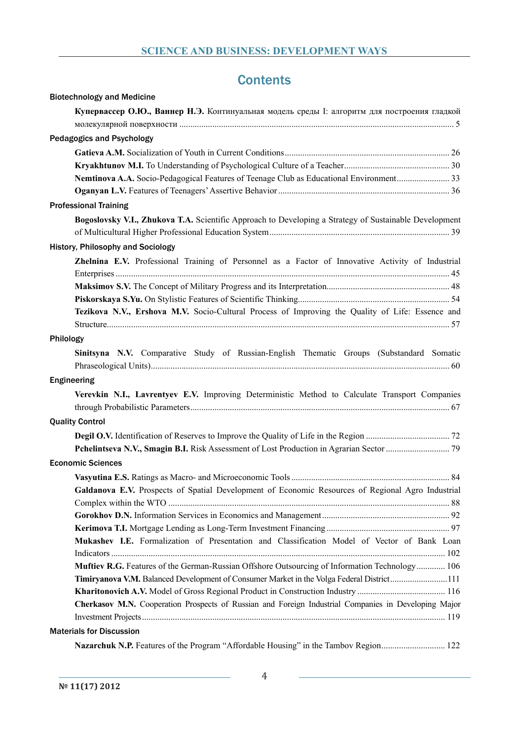# Contents

## Biotechnology and Medicine

**Купервассер О.Ю., Ваннер Н.Э.** Континуальная модель среды I: алгоритм для построения гладкой молекулярной поверхности ............ 5

## Pedagogics and Psychology

**Gatieva A.M.** Socialization of Youth in Current Conditions ............ 26

**Kryakhtunov M.I.** To Understanding of Psychological Culture of a Teacher ............ 30

**Nemtinova A.A.** Socio-Pedagogical Features of Teenage Club as Educational Environment ............ 33

**Oganyan L.V.** Features of Teenagers' Assertive Behavior ............ 36

## Professional Training

**Bogoslovsky V.I., Zhukova T.A.** Scientific Approach to Developing a Strategy of Sustainable Development of Multicultural Higher Professional Education System ............ 39

## History, Philosophy and Sociology

**Zhelnina E.V.** Professional Training of Personnel as a Factor of Innovative Activity of Industrial Enterprises ............ 45

**Maksimov S.V.** The Concept of Military Progress and its Interpretation ............ 48

**Piskorskaya S.Yu.** On Stylistic Features of Scientific Thinking ............ 54

**Tezikova N.V., Ershova M.V.** Socio-Cultural Process of Improving the Quality of Life: Essence and Structure ............ 57

## Philology

**Sinitsyna N.V.** Comparative Study of Russian-English Thematic Groups (Substandard Somatic Phraseological Units) ............ 60

## Engineering

**Verevkin N.I., Lavrentyev E.V.** Improving Deterministic Method to Calculate Transport Companies through Probabilistic Parameters ............ 67

## Quality Control

**Degil O.V.** Identification of Reserves to Improve the Quality of Life in the Region ............ 72

**Pchelintseva N.V., Smagin B.I.** Risk Assessment of Lost Production in Agrarian Sector ............ 79

## Economic Sciences

**Vasyutina E.S.** Ratings as Macro- and Microeconomic Tools ............ 84

**Galdanova E.V.** Prospects of Spatial Development of Economic Resources of Regional Agro Industrial Complex within the WTO ............ 88

**Gorokhov D.N.** Information Services in Economics and Management ............ 92

**Kerimova T.I.** Mortgage Lending as Long-Term Investment Financing ............ 97

**Mukashev I.E.** Formalization of Presentation and Classification Model of Vector of Bank Loan Indicators ............ 102

**Muftiev R.G.** Features of the German-Russian Offshore Outsourcing of Information Technology ............ 106

**Timiryanova V.M.** Balanced Development of Consumer Market in the Volga Federal District ............ 111

**Kharitonovich A.V.** Model of Gross Regional Product in Construction Industry ............ 116

**Cherkasov M.N.** Cooperation Prospects of Russian and Foreign Industrial Companies in Developing Major Investment Projects ............ 119

## Materials for Discussion

**Nazarchuk N.P.** Features of the Program "Affordable Housing" in the Tambov Region ............ 122